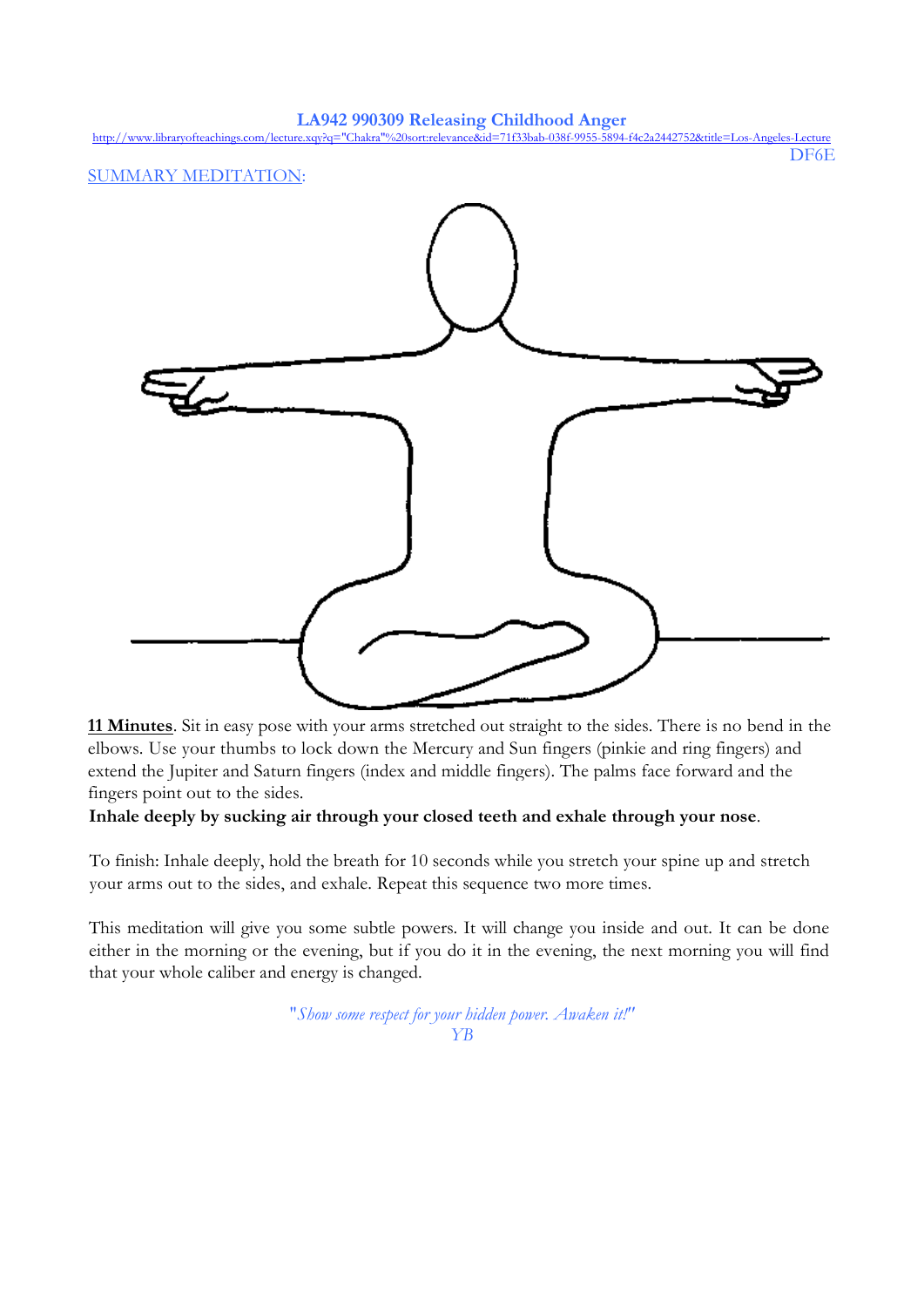# LA942 990309 Releasing Childhood Anger

http://www.libraryofteachings.com/lecture.xqy?q="Chakra"%20sort:relevance&id=71f33bab-038f-9955-5894-f4c2a2442752&title=Los-Angeles-Lecture

DF6E

SUMMARY MEDITATION:

**11 Minutes**. Sit in easy pose with your arms stretched out straight to the sides. There is no bend in the elbows. Use your thumbs to lock down the Mercury and Sun fingers (pinkie and ring fingers) and extend the Jupiter and Saturn fingers (index and middle fingers). The palms face forward and the fingers point out to the sides.

**Inhale deeply by sucking air through your closed teeth and exhale through your nose**.

To finish: Inhale deeply, hold the breath for 10 seconds while you stretch your spine up and stretch your arms out to the sides, and exhale. Repeat this sequence two more times.

This meditation will give you some subtle powers. It will change you inside and out. It can be done either in the morning or the evening, but if you do it in the evening, the next morning you will find that your whole caliber and energy is changed.

*"Show some respect for your hidden power. Awaken it!"*
*YB*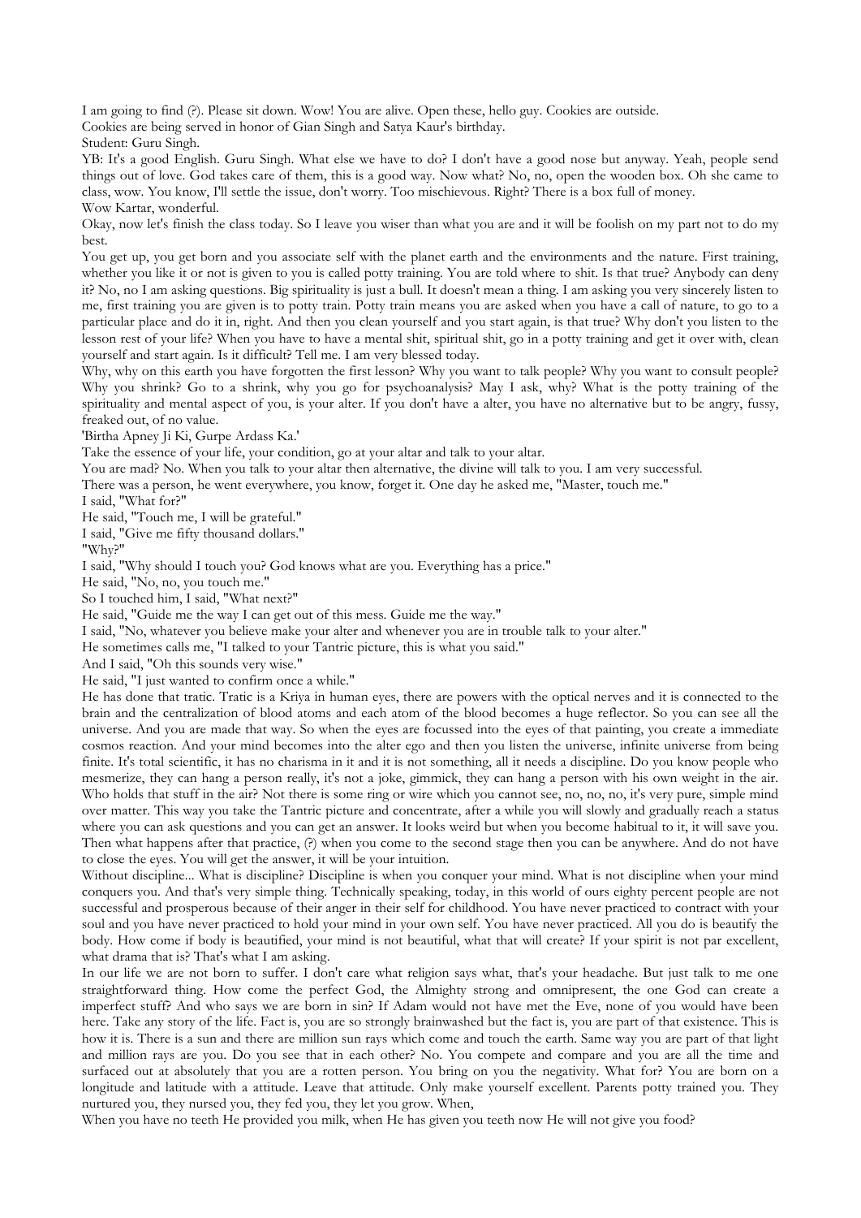I am going to find (?). Please sit down. Wow! You are alive. Open these, hello guy. Cookies are outside.

Cookies are being served in honor of Gian Singh and Satya Kaur's birthday.

Student: Guru Singh.

YB: It's a good English. Guru Singh. What else we have to do? I don't have a good nose but anyway. Yeah, people send things out of love. God takes care of them, this is a good way. Now what? No, no, open the wooden box. Oh she came to class, wow. You know, I'll settle the issue, don't worry. Too mischievous. Right? There is a box full of money.

Wow Kartar, wonderful.

Okay, now let's finish the class today. So I leave you wiser than what you are and it will be foolish on my part not to do my best.

You get up, you get born and you associate self with the planet earth and the environments and the nature. First training, whether you like it or not is given to you is called potty training. You are told where to shit. Is that true? Anybody can deny it? No, no I am asking questions. Big spirituality is just a bull. It doesn't mean a thing. I am asking you very sincerely listen to me, first training you are given is to potty train. Potty train means you are asked when you have a call of nature, to go to a particular place and do it in, right. And then you clean yourself and you start again, is that true? Why don't you listen to the lesson rest of your life? When you have to have a mental shit, spiritual shit, go in a potty training and get it over with, clean yourself and start again. Is it difficult? Tell me. I am very blessed today.

Why, why on this earth you have forgotten the first lesson? Why you want to talk people? Why you want to consult people? Why you shrink? Go to a shrink, why you go for psychoanalysis? May I ask, why? What is the potty training of the spirituality and mental aspect of you, is your alter. If you don't have a alter, you have no alternative but to be angry, fussy, freaked out, of no value.

'Birtha Apney Ji Ki, Gurpe Ardass Ka.'

Take the essence of your life, your condition, go at your altar and talk to your altar.

You are mad? No. When you talk to your altar then alternative, the divine will talk to you. I am very successful.

There was a person, he went everywhere, you know, forget it. One day he asked me, "Master, touch me."

I said, "What for?"

He said, "Touch me, I will be grateful."

I said, "Give me fifty thousand dollars."

"Why?"

I said, "Why should I touch you? God knows what are you. Everything has a price."

He said, "No, no, you touch me."

So I touched him, I said, "What next?"

He said, "Guide me the way I can get out of this mess. Guide me the way."

I said, "No, whatever you believe make your alter and whenever you are in trouble talk to your alter."

He sometimes calls me, "I talked to your Tantric picture, this is what you said."

And I said, "Oh this sounds very wise."

He said, "I just wanted to confirm once a while."

He has done that tratic. Tratic is a Kriya in human eyes, there are powers with the optical nerves and it is connected to the brain and the centralization of blood atoms and each atom of the blood becomes a huge reflector. So you can see all the universe. And you are made that way. So when the eyes are focussed into the eyes of that painting, you create a immediate cosmos reaction. And your mind becomes into the alter ego and then you listen the universe, infinite universe from being finite. It's total scientific, it has no charisma in it and it is not something, all it needs a discipline. Do you know people who mesmerize, they can hang a person really, it's not a joke, gimmick, they can hang a person with his own weight in the air. Who holds that stuff in the air? Not there is some ring or wire which you cannot see, no, no, no, it's very pure, simple mind over matter. This way you take the Tantric picture and concentrate, after a while you will slowly and gradually reach a status where you can ask questions and you can get an answer. It looks weird but when you become habitual to it, it will save you. Then what happens after that practice, (?) when you come to the second stage then you can be anywhere. And do not have to close the eyes. You will get the answer, it will be your intuition.

Without discipline... What is discipline? Discipline is when you conquer your mind. What is not discipline when your mind conquers you. And that's very simple thing. Technically speaking, today, in this world of ours eighty percent people are not successful and prosperous because of their anger in their self for childhood. You have never practiced to contract with your soul and you have never practiced to hold your mind in your own self. You have never practiced. All you do is beautify the body. How come if body is beautified, your mind is not beautiful, what that will create? If your spirit is not par excellent, what drama that is? That's what I am asking.

In our life we are not born to suffer. I don't care what religion says what, that's your headache. But just talk to me one straightforward thing. How come the perfect God, the Almighty strong and omnipresent, the one God can create a imperfect stuff? And who says we are born in sin? If Adam would not have met the Eve, none of you would have been here. Take any story of the life. Fact is, you are so strongly brainwashed but the fact is, you are part of that existence. This is how it is. There is a sun and there are million sun rays which come and touch the earth. Same way you are part of that light and million rays are you. Do you see that in each other? No. You compete and compare and you are all the time and surfaced out at absolutely that you are a rotten person. You bring on you the negativity. What for? You are born on a longitude and latitude with a attitude. Leave that attitude. Only make yourself excellent. Parents potty trained you. They nurtured you, they nursed you, they fed you, they let you grow. When,

When you have no teeth He provided you milk, when He has given you teeth now He will not give you food?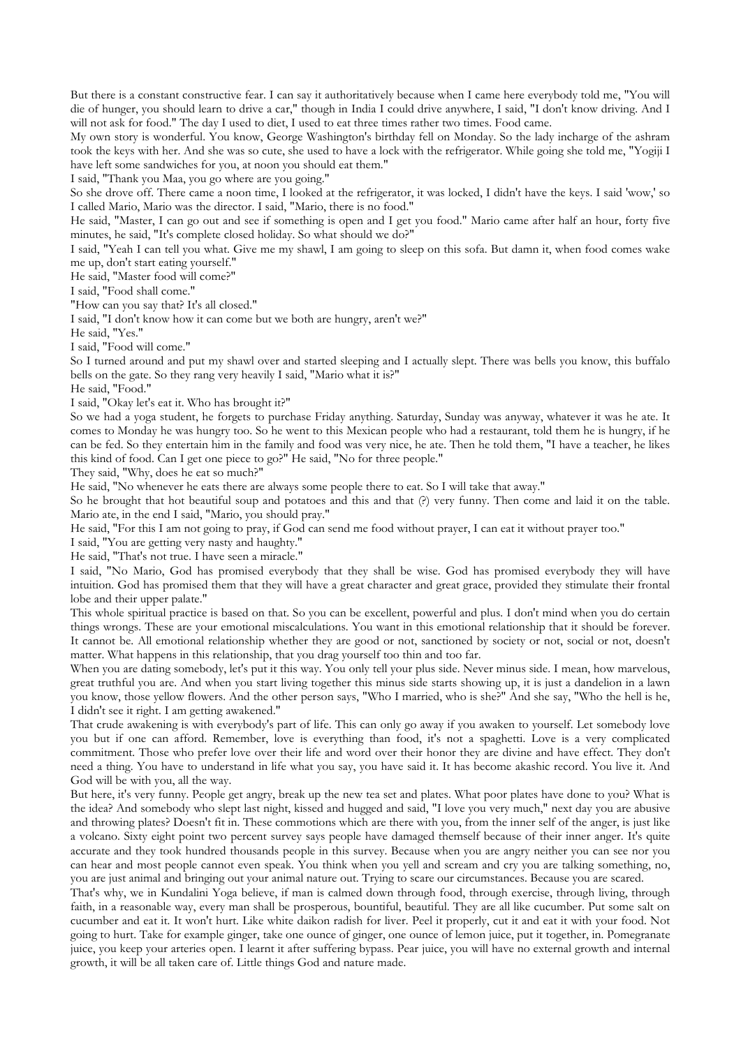But there is a constant constructive fear. I can say it authoritatively because when I came here everybody told me, "You will die of hunger, you should learn to drive a car," though in India I could drive anywhere, I said, "I don't know driving. And I will not ask for food." The day I used to diet, I used to eat three times rather two times. Food came.

My own story is wonderful. You know, George Washington's birthday fell on Monday. So the lady incharge of the ashram took the keys with her. And she was so cute, she used to have a lock with the refrigerator. While going she told me, "Yogiji I have left some sandwiches for you, at noon you should eat them."

I said, "Thank you Maa, you go where are you going."

So she drove off. There came a noon time, I looked at the refrigerator, it was locked, I didn't have the keys. I said 'wow,' so I called Mario, Mario was the director. I said, "Mario, there is no food."

He said, "Master, I can go out and see if something is open and I get you food." Mario came after half an hour, forty five minutes, he said, "It's complete closed holiday. So what should we do?"

I said, "Yeah I can tell you what. Give me my shawl, I am going to sleep on this sofa. But damn it, when food comes wake me up, don't start eating yourself."

He said, "Master food will come?"

I said, "Food shall come."

"How can you say that? It's all closed."

I said, "I don't know how it can come but we both are hungry, aren't we?"

He said, "Yes."

I said, "Food will come."

So I turned around and put my shawl over and started sleeping and I actually slept. There was bells you know, this buffalo bells on the gate. So they rang very heavily I said, "Mario what it is?"

He said, "Food."

I said, "Okay let's eat it. Who has brought it?"

So we had a yoga student, he forgets to purchase Friday anything. Saturday, Sunday was anyway, whatever it was he ate. It comes to Monday he was hungry too. So he went to this Mexican people who had a restaurant, told them he is hungry, if he can be fed. So they entertain him in the family and food was very nice, he ate. Then he told them, "I have a teacher, he likes this kind of food. Can I get one piece to go?" He said, "No for three people."

They said, "Why, does he eat so much?"

He said, "No whenever he eats there are always some people there to eat. So I will take that away."

So he brought that hot beautiful soup and potatoes and this and that (?) very funny. Then come and laid it on the table. Mario ate, in the end I said, "Mario, you should pray."

He said, "For this I am not going to pray, if God can send me food without prayer, I can eat it without prayer too."

I said, "You are getting very nasty and haughty."

He said, "That's not true. I have seen a miracle."

I said, "No Mario, God has promised everybody that they shall be wise. God has promised everybody they will have intuition. God has promised them that they will have a great character and great grace, provided they stimulate their frontal lobe and their upper palate."

This whole spiritual practice is based on that. So you can be excellent, powerful and plus. I don't mind when you do certain things wrongs. These are your emotional miscalculations. You want in this emotional relationship that it should be forever. It cannot be. All emotional relationship whether they are good or not, sanctioned by society or not, social or not, doesn't matter. What happens in this relationship, that you drag yourself too thin and too far.

When you are dating somebody, let's put it this way. You only tell your plus side. Never minus side. I mean, how marvelous, great truthful you are. And when you start living together this minus side starts showing up, it is just a dandelion in a lawn you know, those yellow flowers. And the other person says, "Who I married, who is she?" And she say, "Who the hell is he, I didn't see it right. I am getting awakened."

That crude awakening is with everybody's part of life. This can only go away if you awaken to yourself. Let somebody love you but if one can afford. Remember, love is everything than food, it's not a spaghetti. Love is a very complicated commitment. Those who prefer love over their life and word over their honor they are divine and have effect. They don't need a thing. You have to understand in life what you say, you have said it. It has become akashic record. You live it. And God will be with you, all the way.

But here, it's very funny. People get angry, break up the new tea set and plates. What poor plates have done to you? What is the idea? And somebody who slept last night, kissed and hugged and said, "I love you very much," next day you are abusive and throwing plates? Doesn't fit in. These commotions which are there with you, from the inner self of the anger, is just like a volcano. Sixty eight point two percent survey says people have damaged themself because of their inner anger. It's quite accurate and they took hundred thousands people in this survey. Because when you are angry neither you can see nor you can hear and most people cannot even speak. You think when you yell and scream and cry you are talking something, no, you are just animal and bringing out your animal nature out. Trying to scare our circumstances. Because you are scared.

That's why, we in Kundalini Yoga believe, if man is calmed down through food, through exercise, through living, through faith, in a reasonable way, every man shall be prosperous, bountiful, beautiful. They are all like cucumber. Put some salt on cucumber and eat it. It won't hurt. Like white daikon radish for liver. Peel it properly, cut it and eat it with your food. Not going to hurt. Take for example ginger, take one ounce of ginger, one ounce of lemon juice, put it together, in. Pomegranate juice, you keep your arteries open. I learnt it after suffering bypass. Pear juice, you will have no external growth and internal growth, it will be all taken care of. Little things God and nature made.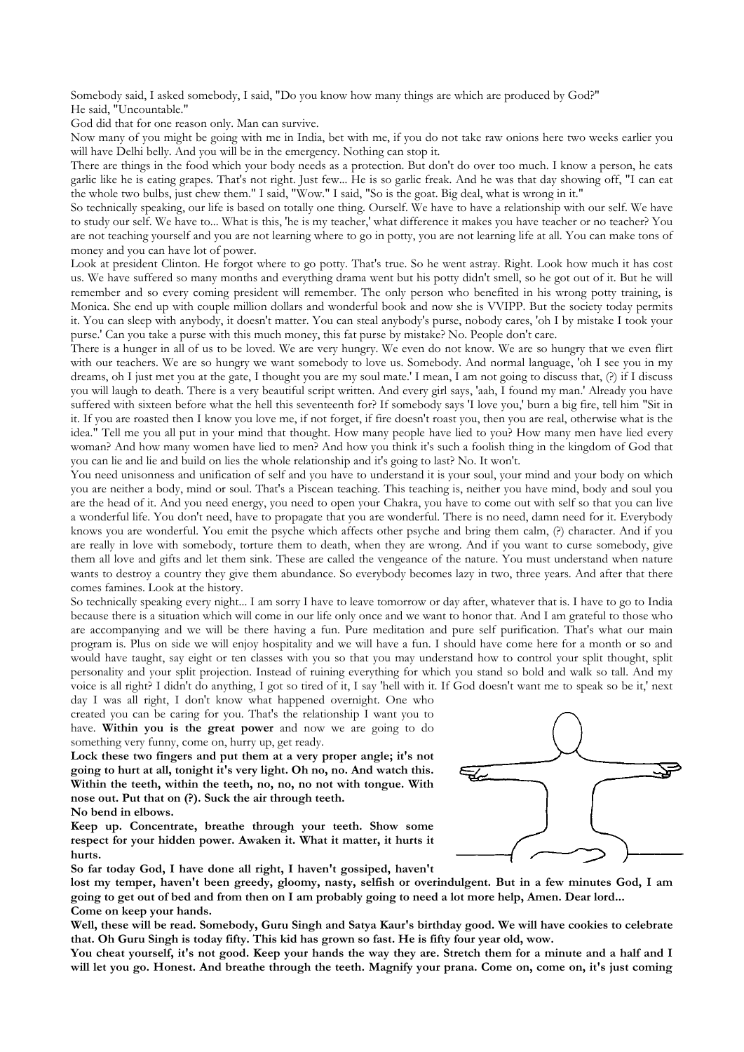Somebody said, I asked somebody, I said, "Do you know how many things are which are produced by God?"
He said, "Uncountable."

God did that for one reason only. Man can survive.

Now many of you might be going with me in India, bet with me, if you do not take raw onions here two weeks earlier you will have Delhi belly. And you will be in the emergency. Nothing can stop it.

There are things in the food which your body needs as a protection. But don't do over too much. I know a person, he eats garlic like he is eating grapes. That's not right. Just few... He is so garlic freak. And he was that day showing off, "I can eat the whole two bulbs, just chew them." I said, "Wow." I said, "So is the goat. Big deal, what is wrong in it."

So technically speaking, our life is based on totally one thing. Ourself. We have to have a relationship with our self. We have to study our self. We have to... What is this, 'he is my teacher,' what difference it makes you have teacher or no teacher? You are not teaching yourself and you are not learning where to go in potty, you are not learning life at all. You can make tons of money and you can have lot of power.

Look at president Clinton. He forgot where to go potty. That's true. So he went astray. Right. Look how much it has cost us. We have suffered so many months and everything drama went but his potty didn't smell, so he got out of it. But he will remember and so every coming president will remember. The only person who benefited in his wrong potty training, is Monica. She end up with couple million dollars and wonderful book and now she is VVIPP. But the society today permits it. You can sleep with anybody, it doesn't matter. You can steal anybody's purse, nobody cares, 'oh I by mistake I took your purse.' Can you take a purse with this much money, this fat purse by mistake? No. People don't care.

There is a hunger in all of us to be loved. We are very hungry. We even do not know. We are so hungry that we even flirt with our teachers. We are so hungry we want somebody to love us. Somebody. And normal language, 'oh I see you in my dreams, oh I just met you at the gate, I thought you are my soul mate.' I mean, I am not going to discuss that, (?) if I discuss you will laugh to death. There is a very beautiful script written. And every girl says, 'aah, I found my man.' Already you have suffered with sixteen before what the hell this seventeenth for? If somebody says 'I love you,' burn a big fire, tell him "Sit in it. If you are roasted then I know you love me, if not forget, if fire doesn't roast you, then you are real, otherwise what is the idea." Tell me you all put in your mind that thought. How many people have lied to you? How many men have lied every woman? And how many women have lied to men? And how you think it's such a foolish thing in the kingdom of God that you can lie and lie and build on lies the whole relationship and it's going to last? No. It won't.

You need unisonness and unification of self and you have to understand it is your soul, your mind and your body on which you are neither a body, mind or soul. That's a Piscean teaching. This teaching is, neither you have mind, body and soul you are the head of it. And you need energy, you need to open your Chakra, you have to come out with self so that you can live a wonderful life. You don't need, have to propagate that you are wonderful. There is no need, damn need for it. Everybody knows you are wonderful. You emit the psyche which affects other psyche and bring them calm, (?) character. And if you are really in love with somebody, torture them to death, when they are wrong. And if you want to curse somebody, give them all love and gifts and let them sink. These are called the vengeance of the nature. You must understand when nature wants to destroy a country they give them abundance. So everybody becomes lazy in two, three years. And after that there comes famines. Look at the history.

So technically speaking every night... I am sorry I have to leave tomorrow or day after, whatever that is. I have to go to India because there is a situation which will come in our life only once and we want to honor that. And I am grateful to those who are accompanying and we will be there having a fun. Pure meditation and pure self purification. That's what our main program is. Plus on side we will enjoy hospitality and we will have a fun. I should have come here for a month or so and would have taught, say eight or ten classes with you so that you may understand how to control your split thought, split personality and your split projection. Instead of ruining everything for which you stand so bold and walk so tall. And my voice is all right? I didn't do anything, I got so tired of it, I say 'hell with it. If God doesn't want me to speak so be it,' next day I was all right, I don't know what happened overnight. One who created you can be caring for you. That's the relationship I want you to have. **Within you is the great power** and now we are going to do something very funny, come on, hurry up, get ready.

**Lock these two fingers and put them at a very proper angle; it's not going to hurt at all, tonight it's very light. Oh no, no. And watch this. Within the teeth, within the teeth, no, no, no not with tongue. With nose out. Put that on (?). Suck the air through teeth.**

**No bend in elbows.**

**Keep up. Concentrate, breathe through your teeth. Show some respect for your hidden power. Awaken it. What it matter, it hurts it hurts.**

**So far today God, I have done all right, I haven't gossiped, haven't lost my temper, haven't been greedy, gloomy, nasty, selfish or overindulgent. But in a few minutes God, I am going to get out of bed and from then on I am probably going to need a lot more help, Amen. Dear lord...**

**Come on keep your hands.**

**Well, these will be read. Somebody, Guru Singh and Satya Kaur's birthday good. We will have cookies to celebrate that. Oh Guru Singh is today fifty. This kid has grown so fast. He is fifty four year old, wow.**

**You cheat yourself, it's not good. Keep your hands the way they are. Stretch them for a minute and a half and I will let you go. Honest. And breathe through the teeth. Magnify your prana. Come on, come on, it's just coming**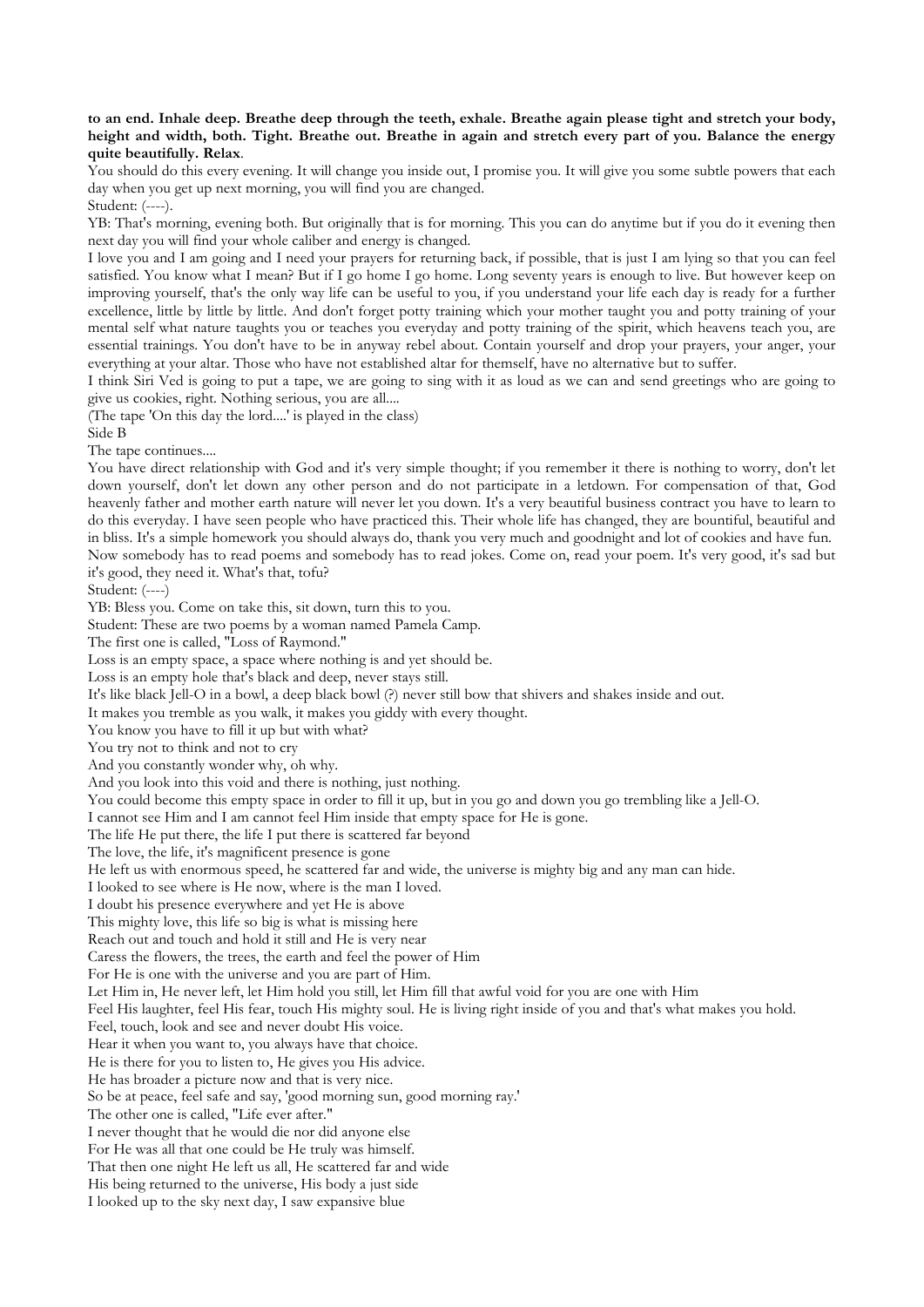**to an end. Inhale deep. Breathe deep through the teeth, exhale. Breathe again please tight and stretch your body, height and width, both. Tight. Breathe out. Breathe in again and stretch every part of you. Balance the energy quite beautifully. Relax**.

You should do this every evening. It will change you inside out, I promise you. It will give you some subtle powers that each day when you get up next morning, you will find you are changed.

Student: (----).

YB: That's morning, evening both. But originally that is for morning. This you can do anytime but if you do it evening then next day you will find your whole caliber and energy is changed.

I love you and I am going and I need your prayers for returning back, if possible, that is just I am lying so that you can feel satisfied. You know what I mean? But if I go home I go home. Long seventy years is enough to live. But however keep on improving yourself, that's the only way life can be useful to you, if you understand your life each day is ready for a further excellence, little by little by little. And don't forget potty training which your mother taught you and potty training of your mental self what nature taughts you or teaches you everyday and potty training of the spirit, which heavens teach you, are essential trainings. You don't have to be in anyway rebel about. Contain yourself and drop your prayers, your anger, your everything at your altar. Those who have not established altar for themself, have no alternative but to suffer.

I think Siri Ved is going to put a tape, we are going to sing with it as loud as we can and send greetings who are going to give us cookies, right. Nothing serious, you are all....

(The tape 'On this day the lord....' is played in the class)

Side B

The tape continues....

You have direct relationship with God and it's very simple thought; if you remember it there is nothing to worry, don't let down yourself, don't let down any other person and do not participate in a letdown. For compensation of that, God heavenly father and mother earth nature will never let you down. It's a very beautiful business contract you have to learn to do this everyday. I have seen people who have practiced this. Their whole life has changed, they are bountiful, beautiful and in bliss. It's a simple homework you should always do, thank you very much and goodnight and lot of cookies and have fun.

Now somebody has to read poems and somebody has to read jokes. Come on, read your poem. It's very good, it's sad but it's good, they need it. What's that, tofu?

Student: (----)

YB: Bless you. Come on take this, sit down, turn this to you.

Student: These are two poems by a woman named Pamela Camp.

The first one is called, "Loss of Raymond."

Loss is an empty space, a space where nothing is and yet should be.

Loss is an empty hole that's black and deep, never stays still.

It's like black Jell-O in a bowl, a deep black bowl (?) never still bow that shivers and shakes inside and out.

It makes you tremble as you walk, it makes you giddy with every thought.

You know you have to fill it up but with what?

You try not to think and not to cry

And you constantly wonder why, oh why.

And you look into this void and there is nothing, just nothing.

You could become this empty space in order to fill it up, but in you go and down you go trembling like a Jell-O.

I cannot see Him and I am cannot feel Him inside that empty space for He is gone.

The life He put there, the life I put there is scattered far beyond

The love, the life, it's magnificent presence is gone

He left us with enormous speed, he scattered far and wide, the universe is mighty big and any man can hide.

I looked to see where is He now, where is the man I loved.

I doubt his presence everywhere and yet He is above

This mighty love, this life so big is what is missing here

Reach out and touch and hold it still and He is very near

Caress the flowers, the trees, the earth and feel the power of Him

For He is one with the universe and you are part of Him.

Let Him in, He never left, let Him hold you still, let Him fill that awful void for you are one with Him

Feel His laughter, feel His fear, touch His mighty soul. He is living right inside of you and that's what makes you hold.

Feel, touch, look and see and never doubt His voice.

Hear it when you want to, you always have that choice.

He is there for you to listen to, He gives you His advice.

He has broader a picture now and that is very nice.

So be at peace, feel safe and say, 'good morning sun, good morning ray.'

The other one is called, "Life ever after."

I never thought that he would die nor did anyone else

For He was all that one could be He truly was himself.

That then one night He left us all, He scattered far and wide

His being returned to the universe, His body a just side

I looked up to the sky next day, I saw expansive blue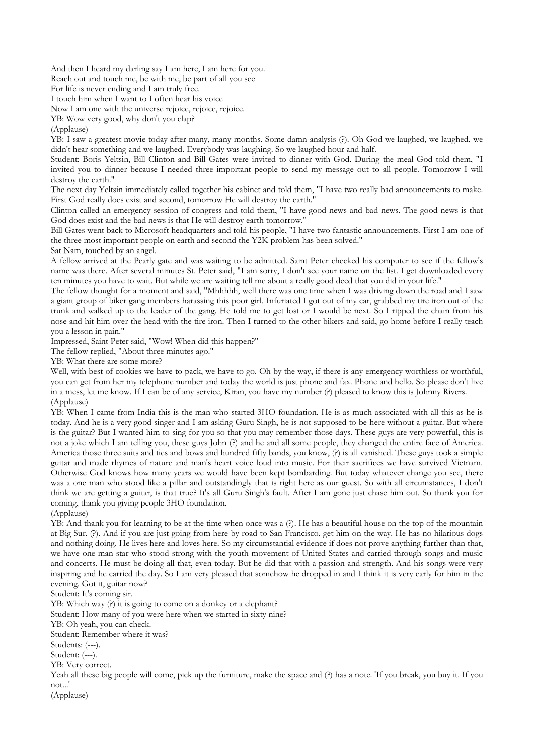And then I heard my darling say I am here, I am here for you.
Reach out and touch me, be with me, be part of all you see
For life is never ending and I am truly free.
I touch him when I want to I often hear his voice
Now I am one with the universe rejoice, rejoice, rejoice.

YB: Wow very good, why don't you clap?

(Applause)

YB: I saw a greatest movie today after many, many months. Some damn analysis (?). Oh God we laughed, we laughed, we didn't hear something and we laughed. Everybody was laughing. So we laughed hour and half.

Student: Boris Yeltsin, Bill Clinton and Bill Gates were invited to dinner with God. During the meal God told them, "I invited you to dinner because I needed three important people to send my message out to all people. Tomorrow I will destroy the earth."

The next day Yeltsin immediately called together his cabinet and told them, "I have two really bad announcements to make. First God really does exist and second, tomorrow He will destroy the earth."

Clinton called an emergency session of congress and told them, "I have good news and bad news. The good news is that God does exist and the bad news is that He will destroy earth tomorrow."

Bill Gates went back to Microsoft headquarters and told his people, "I have two fantastic announcements. First I am one of the three most important people on earth and second the Y2K problem has been solved."

Sat Nam, touched by an angel.

A fellow arrived at the Pearly gate and was waiting to be admitted. Saint Peter checked his computer to see if the fellow's name was there. After several minutes St. Peter said, "I am sorry, I don't see your name on the list. I get downloaded every ten minutes you have to wait. But while we are waiting tell me about a really good deed that you did in your life."

The fellow thought for a moment and said, "Mhhhhh, well there was one time when I was driving down the road and I saw a giant group of biker gang members harassing this poor girl. Infuriated I got out of my car, grabbed my tire iron out of the trunk and walked up to the leader of the gang. He told me to get lost or I would be next. So I ripped the chain from his nose and hit him over the head with the tire iron. Then I turned to the other bikers and said, go home before I really teach you a lesson in pain."

Impressed, Saint Peter said, "Wow! When did this happen?"

The fellow replied, "About three minutes ago."

YB: What there are some more?

Well, with best of cookies we have to pack, we have to go. Oh by the way, if there is any emergency worthless or worthful, you can get from her my telephone number and today the world is just phone and fax. Phone and hello. So please don't live in a mess, let me know. If I can be of any service, Kiran, you have my number (?) pleased to know this is Johnny Rivers.

(Applause)

YB: When I came from India this is the man who started 3HO foundation. He is as much associated with all this as he is today. And he is a very good singer and I am asking Guru Singh, he is not supposed to be here without a guitar. But where is the guitar? But I wanted him to sing for you so that you may remember those days. These guys are very powerful, this is not a joke which I am telling you, these guys John (?) and he and all some people, they changed the entire face of America. America those three suits and ties and bows and hundred fifty bands, you know, (?) is all vanished. These guys took a simple guitar and made rhymes of nature and man's heart voice loud into music. For their sacrifices we have survived Vietnam. Otherwise God knows how many years we would have been kept bombarding. But today whatever change you see, there was a one man who stood like a pillar and outstandingly that is right here as our guest. So with all circumstances, I don't think we are getting a guitar, is that true? It's all Guru Singh's fault. After I am gone just chase him out. So thank you for coming, thank you giving people 3HO foundation.

(Applause)

YB: And thank you for learning to be at the time when once was a (?). He has a beautiful house on the top of the mountain at Big Sur. (?). And if you are just going from here by road to San Francisco, get him on the way. He has no hilarious dogs and nothing doing. He lives here and loves here. So my circumstantial evidence if does not prove anything further than that, we have one man star who stood strong with the youth movement of United States and carried through songs and music and concerts. He must be doing all that, even today. But he did that with a passion and strength. And his songs were very inspiring and he carried the day. So I am very pleased that somehow he dropped in and I think it is very early for him in the evening. Got it, guitar now?

Student: It's coming sir.

YB: Which way (?) it is going to come on a donkey or a elephant?

Student: How many of you were here when we started in sixty nine?

YB: Oh yeah, you can check.

Student: Remember where it was?

Students: (---).

Student: (---).

YB: Very correct.

Yeah all these big people will come, pick up the furniture, make the space and (?) has a note. 'If you break, you buy it. If you not...'

(Applause)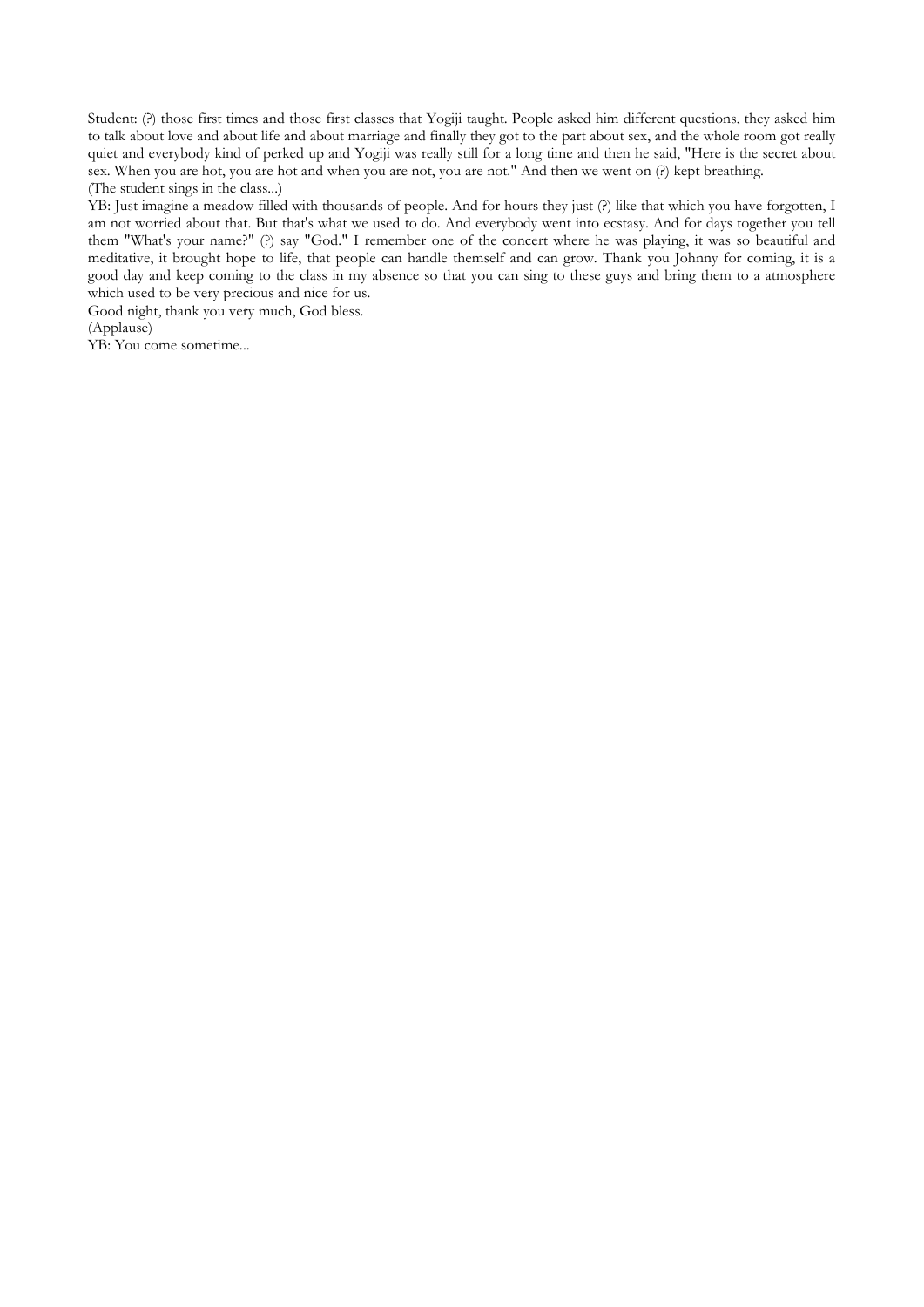Student: (?) those first times and those first classes that Yogiji taught. People asked him different questions, they asked him to talk about love and about life and about marriage and finally they got to the part about sex, and the whole room got really quiet and everybody kind of perked up and Yogiji was really still for a long time and then he said, "Here is the secret about sex. When you are hot, you are hot and when you are not, you are not." And then we went on (?) kept breathing.
(The student sings in the class...)

YB: Just imagine a meadow filled with thousands of people. And for hours they just (?) like that which you have forgotten, I am not worried about that. But that's what we used to do. And everybody went into ecstasy. And for days together you tell them "What's your name?" (?) say "God." I remember one of the concert where he was playing, it was so beautiful and meditative, it brought hope to life, that people can handle themself and can grow. Thank you Johnny for coming, it is a good day and keep coming to the class in my absence so that you can sing to these guys and bring them to a atmosphere which used to be very precious and nice for us.

Good night, thank you very much, God bless.

(Applause)

YB: You come sometime...